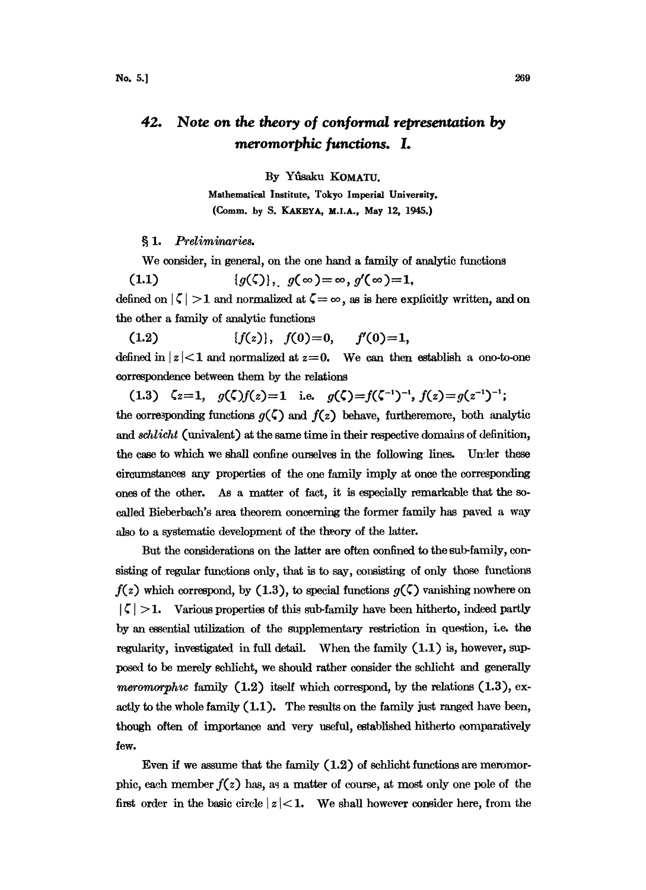# 42. *Note on the theory of conformal representation by meromorphic functions. I.*

By Yûsaku KOMATU.

Mathematical Institute, Tokyo Imperial University.
(Comm. by S. KAKEYA, M.I.A., May 12, 1945.)

## § 1. *Preliminaries.*

We consider, in general, on the one hand a family of analytic functions

$$(1.1) \qquad \{g(\zeta)\}, \quad g(\infty)=\infty, \; g'(\infty)=1,$$

defined on $|\zeta|>1$ and normalized at $\zeta=\infty$, as is here explicitly written, and on the other a family of analytic functions

$$(1.2) \qquad \{f(z)\}, \quad f(0)=0, \quad f'(0)=1,$$

defined in $|z|<1$ and normalized at $z=0$. We can then establish a ono-to-one correspondence between them by the relations

$$(1.3) \quad \zeta z=1, \quad g(\zeta)f(z)=1 \quad \text{i.e.} \quad g(\zeta)=f(\zeta^{-1})^{-1}, \; f(z)=g(z^{-1})^{-1};$$

the corresponding functions $g(\zeta)$ and $f(z)$ behave, furtheremore, both analytic and *schlicht* (univalent) at the same time in their respective domains of definition, the case to which we shall confine ourselves in the following lines. Under these circumstances any properties of the one family imply at once the corresponding ones of the other. As a matter of fact, it is especially remarkable that the so-called Bieberbach's area theorem concerning the former family has paved a way also to a systematic development of the theory of the latter.

But the considerations on the latter are often confined to the sub-family, consisting of regular functions only, that is to say, consisting of only those functions $f(z)$ which correspond, by (1.3), to special functions $g(\zeta)$ vanishing nowhere on $|\zeta|>1$. Various properties of this sub-family have been hitherto, indeed partly by an essential utilization of the supplementary restriction in question, i.e. the regularity, investigated in full detail. When the family (1.1) is, however, supposed to be merely schlicht, we should rather consider the schlicht and generally *meromorphic* family (1.2) itself which correspond, by the relations (1.3), exactly to the whole family (1.1). The results on the family just ranged have been, though often of importance and very useful, established hitherto comparatively few.

Even if we assume that the family (1.2) of schlicht functions are meromorphic, each member $f(z)$ has, as a matter of course, at most only one pole of the first order in the basic circle $|z|<1$. We shall however consider here, from the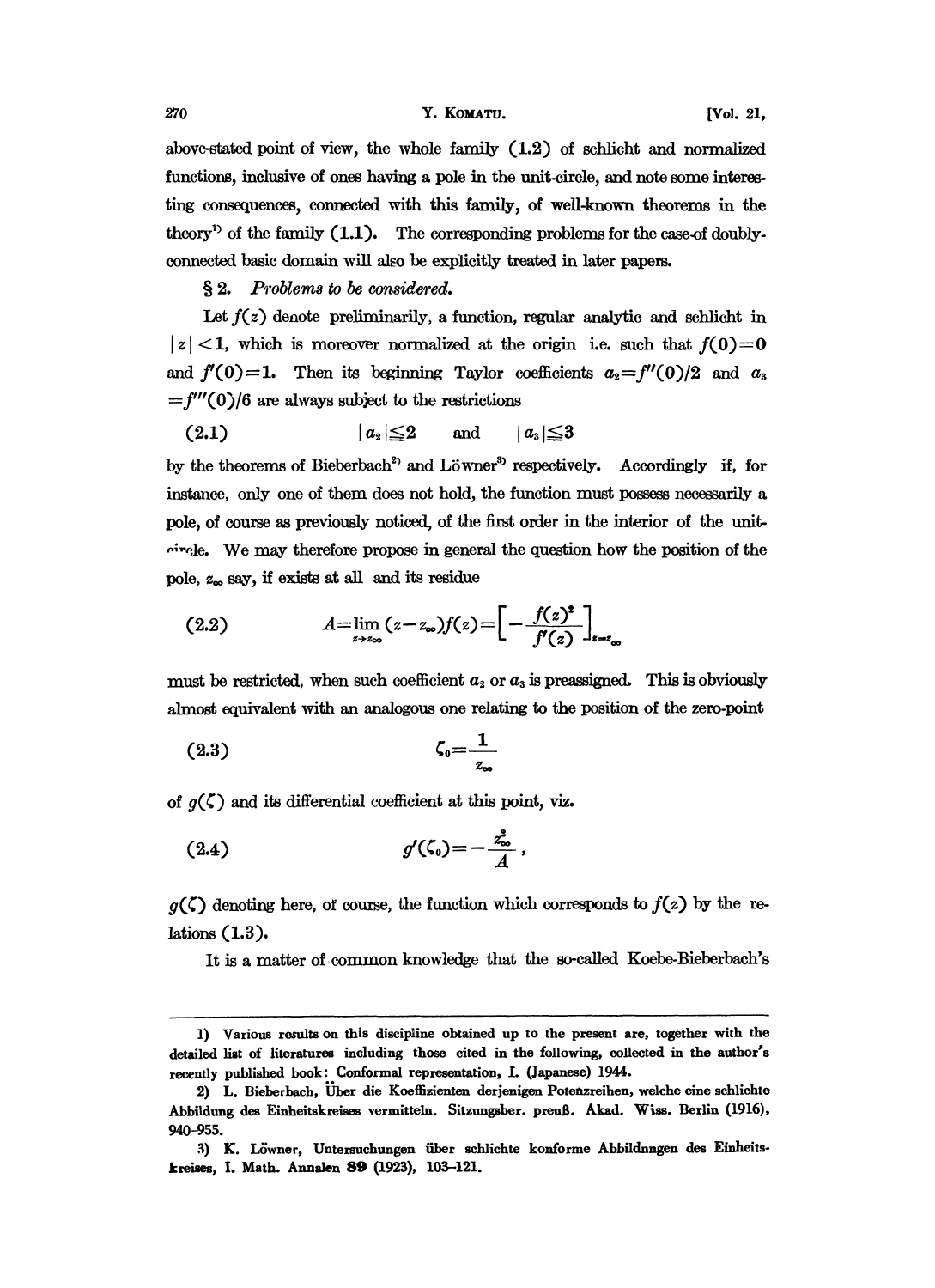above-stated point of view, the whole family (1.2) of schlicht and normalized functions, inclusive of ones having a pole in the unit-circle, and note some interesting consequences, connected with this family, of well-known theorems in the theory[1] of the family (1.1). The corresponding problems for the case of doubly-connected basic domain will also be explicitly treated in later papers.

§ 2. *Problems to be considered.*

Let $f(z)$ denote preliminarily, a function, regular analytic and schlicht in $|z|<1$, which is moreover normalized at the origin i.e. such that $f(0)=0$ and $f'(0)=1$. Then its beginning Taylor coefficients $a_2=f''(0)/2$ and $a_3=f'''(0)/6$ are always subject to the restrictions

$$|a_2|\leqq 2 \quad \text{and} \quad |a_3|\leqq 3 \tag{2.1}$$

by the theorems of Bieberbach[2] and Löwner[3] respectively. Accordingly if, for instance, only one of them does not hold, the function must possess necessarily a pole, of course as previously noticed, of the first order in the interior of the unit-circle. We may therefore propose in general the question how the position of the pole, $z_\infty$ say, if exists at all and its residue

$$A=\lim_{z\to z_\infty}(z-z_\infty)f(z)=\left[-\frac{f(z)^2}{f'(z)}\right]_{z=z_\infty} \tag{2.2}$$

must be restricted, when such coefficient $a_2$ or $a_3$ is preassigned. This is obviously almost equivalent with an analogous one relating to the position of the zero-point

$$\zeta_0=\frac{1}{z_\infty} \tag{2.3}$$

of $g(\zeta)$ and its differential coefficient at this point, viz.

$$g'(\zeta_0)=-\frac{z_\infty^2}{A}, \tag{2.4}$$

$g(\zeta)$ denoting here, of course, the function which corresponds to $f(z)$ by the relations (1.3).

It is a matter of common knowledge that the so-called Koebe-Bieberbach's

---

1) Various results on this discipline obtained up to the present are, together with the detailed list of literatures including those cited in the following, collected in the author's recently published book: Conformal representation, I. (Japanese) 1944.

2) L. Bieberbach, Über die Koeffizienten derjenigen Potenzreihen, welche eine schlichte Abbildung des Einheitskreises vermitteln. Sitzungsber. preuß. Akad. Wiss. Berlin (1916), 940–955.

3) K. Löwner, Untersuchungen über schlichte konforme Abbildnngen des Einheitskreises, I. Math. Annalen **89** (1923), 103–121.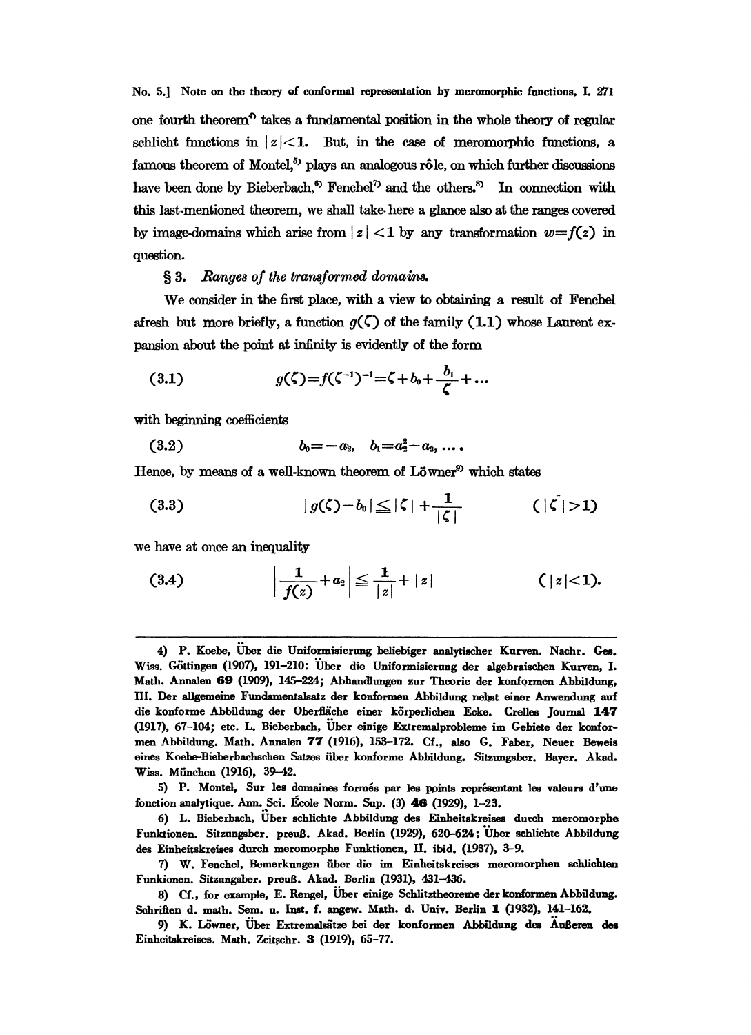one fourth theorem[4] takes a fundamental position in the whole theory of regular schlicht fnnctions in $|z|<1$. But, in the case of meromorphic functions, a famous theorem of Montel,[5] plays an analogous rôle, on which further discussions have been done by Bieberbach,[6] Fenchel[7] and the others.[8] In connection with this last-mentioned theorem, we shall take here a glance also at the ranges covered by image-domains which arise from $|z|<1$ by any transformation $w=f(z)$ in question.

### § 3. *Ranges of the transformed domains.*

We consider in the first place, with a view to obtaining a result of Fenchel afresh but more briefly, a function $g(\zeta)$ of the family (1.1) whose Laurent expansion about the point at infinity is evidently of the form

$$g(\zeta)=f(\zeta^{-1})^{-1}=\zeta+b_0+\frac{b_1}{\zeta}+\dots \tag{3.1}$$

with beginning coefficients

$$b_0=-a_2, \quad b_1=a_2^2-a_3, \dots. \tag{3.2}$$

Hence, by means of a well-known theorem of Löwner[9] which states

$$|g(\zeta)-b_0|\leqq|\zeta|+\frac{1}{|\zeta|} \qquad (|\zeta|>1) \tag{3.3}$$

we have at once an inequality

$$\left|\frac{1}{f(z)}+a_2\right|\leqq\frac{1}{|z|}+|z| \qquad (|z|<1). \tag{3.4}$$

---

4) P. Koebe, Über die Uniformisierung beliebiger analytischer Kurven. Nachr. Ges. Wiss. Göttingen (1907), 191–210: Über die Uniformisierung der algebraischen Kurven, I. Math. Annalen **69** (1909), 145–224; Abhandlungen zur Theorie der konformen Abbildung, III. Der allgemeine Fundamentalsatz der konformen Abbildung nebst einer Anwendung auf die konforme Abbildung der Oberfläche einer körperlichen Ecke. Crelles Journal **147** (1917), 67–104; etc. L. Bieberbach, Über einige Extremalprobleme im Gebiete der konformen Abbildung. Math. Annalen **77** (1916), 153–172. Cf., also G. Faber, Neuer Beweis eines Koebe-Bieberbachschen Satzes über konforme Abbildung. Sitzungsber. Bayer. Akad. Wiss. München (1916), 39–42.

5) P. Montel, Sur les domaines formés par les points représentant les valeurs d'une fonction analytique. Ann. Sci. École Norm. Sup. (3) **46** (1929), 1–23.

6) L. Bieberbach, Über schlichte Abbildung des Einheitskreises durch meromorphe Funktionen. Sitzungsber. preuß. Akad. Berlin (1929), 620–624; Über schlichte Abbildung des Einheitskreises durch meromorphe Funktionen, II. ibid. (1937), 3–9.

7) W. Fenchel, Bemerkungen über die im Einheitskreises meromorphen schlichten Funkionen. Sitzungsber. preuß. Akad. Berlin (1931), 431–436.

8) Cf., for example, E. Rengel, Über einige Schlitztheoreme der konformen Abbildung. Schriften d. math. Sem. u. Inst. f. angew. Math. d. Univ. Berlin **1** (1932), 141–162.

9) K. Löwner, Über Extremalsätze bei der konformen Abbildung des Äußeren des Einheitskreises. Math. Zeitschr. **3** (1919), 65–77.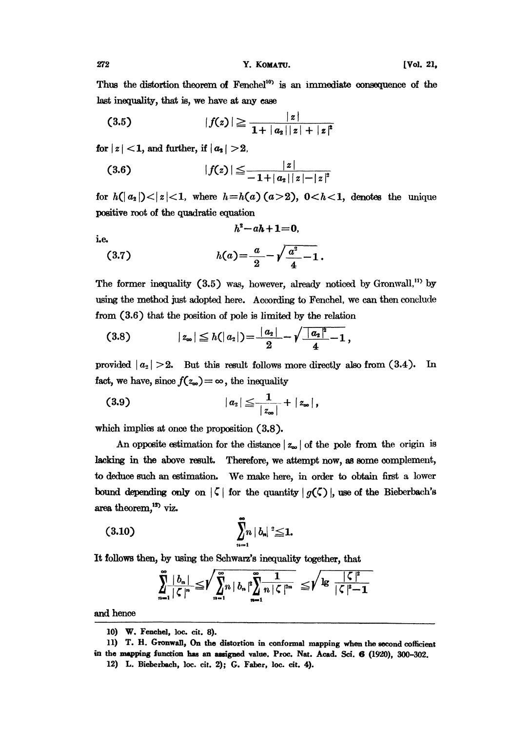Thus the distortion theorem of Fenchel[10] is an immediate consequence of the last inequality, that is, we have at any case

$$|f(z)| \geqq \frac{|z|}{1+|a_2||z|+|z|^2} \tag{3.5}$$

for $|z|<1$, and further, if $|a_2|>2$,

$$|f(z)| \leqq \frac{|z|}{-1+|a_2||z|-|z|^2} \tag{3.6}$$

for $h(|a_2|)<|z|<1$, where $h=h(a)\ (a>2)$, $0<h<1$, denotes the unique positive root of the quadratic equation

$$h^2-ah+1=0,$$

i.e.

$$h(a)=\frac{a}{2}-\sqrt{\frac{a^2}{4}-1}\,. \tag{3.7}$$

The former inequality (3.5) was, however, already noticed by Gronwall,[11] by using the method just adopted here. According to Fenchel, we can then conclude from (3.6) that the position of pole is limited by the relation

$$|z_\infty| \leqq h(|a_2|)=\frac{|a_2|}{2}-\sqrt{\frac{|a_2|^2}{4}-1}\,, \tag{3.8}$$

provided $|a_2|>2$. But this result follows more directly also from (3.4). In fact, we have, since $f(z_\infty)=\infty$, the inequality

$$|a_2| \leqq \frac{1}{|z_\infty|}+|z_\infty|\,, \tag{3.9}$$

which implies at once the proposition (3.8).

An opposite estimation for the distance $|z_\infty|$ of the pole from the origin is lacking in the above result. Therefore, we attempt now, as some complement, to deduce such an estimation. We make here, in order to obtain first a lower bound depending only on $|\zeta|$ for the quantity $|g(\zeta)|$, use of the Bieberbach's area theorem,[12] viz.

$$\sum_{n=1}^{\infty} n\,|b_n|^2 \leqq 1. \tag{3.10}$$

It follows then, by using the Schwarz's inequality together, that

$$\sum_{n=1}^{\infty} \frac{|b_n|}{|\zeta|^n} \leqq \sqrt{\sum_{n=1}^{\infty} n\,|b_n|^2 \sum_{n=1}^{\infty} \frac{1}{n\,|\zeta|^{2n}}} \leqq \sqrt{\lg \frac{|\zeta|^2}{|\zeta|^2-1}}$$

and hence

---

10) W. Fenchel, loc. cit. 8).

11) T. H. Gronwall, On the distortion in conformal mapping when the second cofficient in the mapping function has an assigned value. Proc. Nat. Acad. Sci. 6 (1920), 300–302.

12) L. Bieberbach, loc. cit. 2); G. Faber, loc. cit. 4).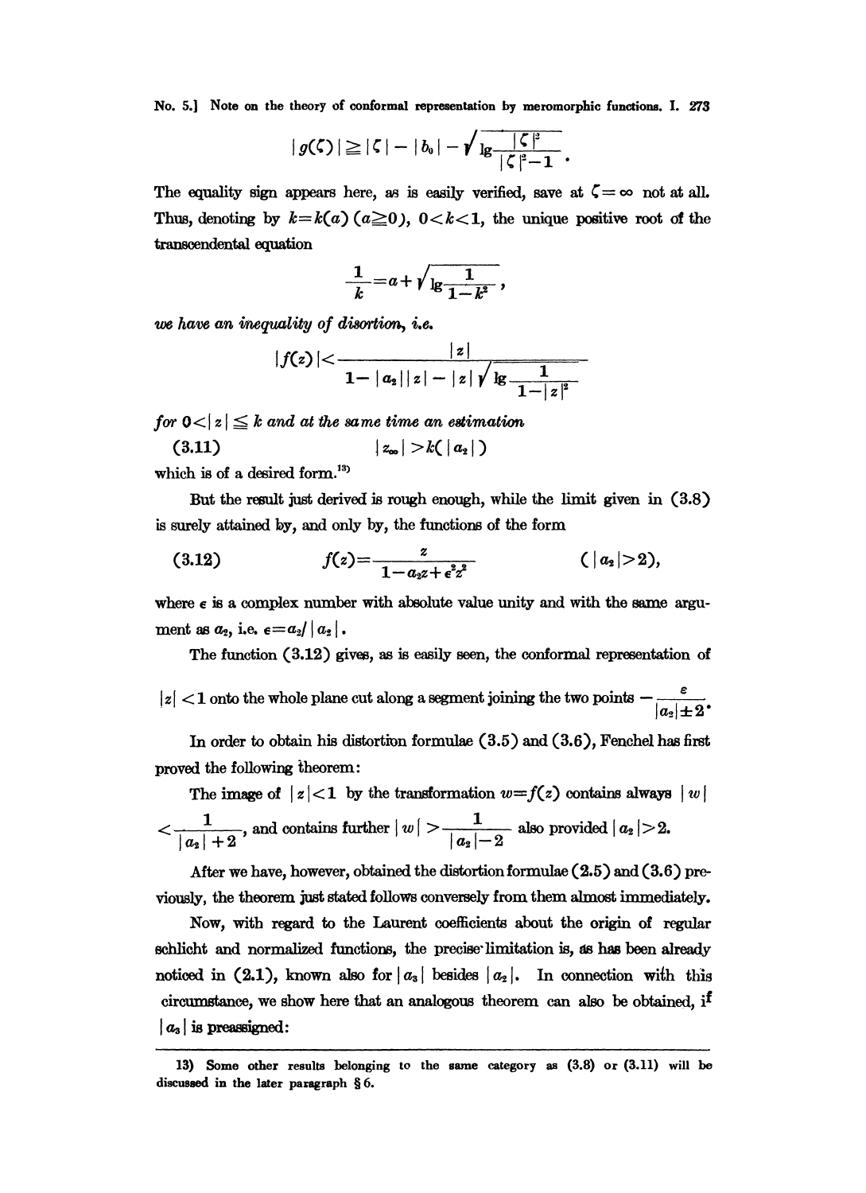$$|g(\zeta)| \geqq |\zeta| - |b_0| - \sqrt{\lg \frac{|\zeta|^2}{|\zeta|^2 - 1}}\,.$$

The equality sign appears here, as is easily verified, save at $\zeta = \infty$ not at all. Thus, denoting by $k = k(a)$ $(a \geqq 0)$, $0 < k < 1$, the unique positive root of the transcendental equation

$$\frac{1}{k} = a + \sqrt{\lg \frac{1}{1 - k^2}}\,,$$

*we have an inequality of disortion, i.e.*

$$|f(z)| < \frac{|z|}{1 - |a_2|\,|z| - |z| \sqrt{\lg \dfrac{1}{1 - |z|^2}}}$$

*for* $0 < |z| \leqq k$ *and at the same time an estimation*

$$|z_\infty| > k(|a_2|) \tag{3.11}$$

which is of a desired form.[13]

But the result just derived is rough enough, while the limit given in (3.8) is surely attained by, and only by, the functions of the form

$$f(z) = \frac{z}{1 - a_2 z + \epsilon^2 z^2} \qquad (|a_2| > 2), \tag{3.12}$$

where $\epsilon$ is a complex number with absolute value unity and with the same argument as $a_2$, i.e. $\epsilon = a_2 / |a_2|$.

The function (3.12) gives, as is easily seen, the conformal representation of $|z| < 1$ onto the whole plane cut along a segment joining the two points $-\dfrac{\varepsilon}{|a_2| \pm 2}$.

In order to obtain his distortion formulae (3.5) and (3.6), Fenchel has first proved the following theorem:

The image of $|z| < 1$ by the transformation $w = f(z)$ contains always $|w| < \dfrac{1}{|a_2| + 2}$, and contains further $|w| > \dfrac{1}{|a_2| - 2}$ also provided $|a_2| > 2$.

After we have, however, obtained the distortion formulae (2.5) and (3.6) previously, the theorem just stated follows conversely from them almost immediately.

Now, with regard to the Laurent coefficients about the origin of regular schlicht and normalized functions, the precise limitation is, as has been already noticed in (2.1), known also for $|a_3|$ besides $|a_2|$. In connection with this circumstance, we show here that an analogous theorem can also be obtained, if $|a_3|$ is preassigned:

---

13) Some other results belonging to the same category as (3.8) or (3.11) will be discussed in the later paragraph § 6.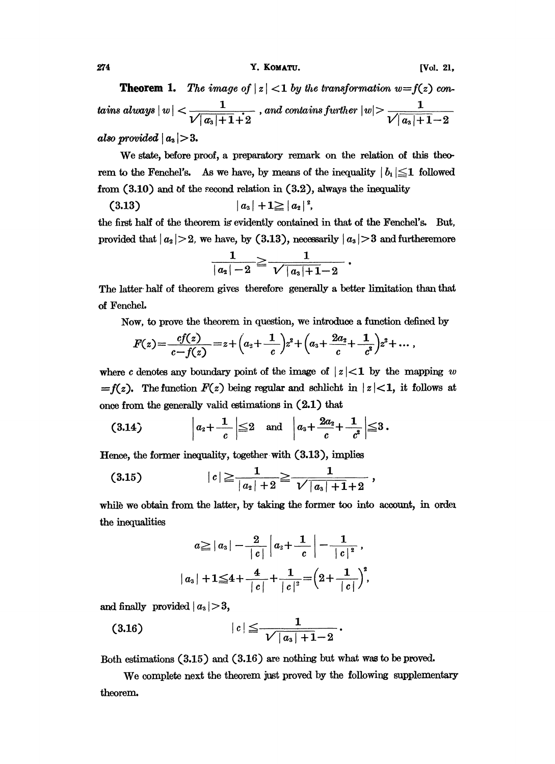**Theorem 1.** *The image of* $|z|<1$ *by the transformation* $w=f(z)$ *contains always* $|w|<\frac{1}{\sqrt{|a_3|+1}+2}$, *and contains further* $|w|>\frac{1}{\sqrt{|a_3|+1}-2}$ *also provided* $|a_3|>3$.

We state, before proof, a preparatory remark on the relation of this theorem to the Fenchel's. As we have, by means of the inequality $|b_1|\leqq 1$ followed from (3.10) and of the second relation in (3.2), always the inequality

$$|a_3|+1\geqq |a_2|^2, \tag{3.13}$$

the first half of the theorem is evidently contained in that of the Fenchel's. But, provided that $|a_2|>2$, we have, by (3.13), necessarily $|a_3|>3$ and furtheremore

$$\frac{1}{|a_2|-2}\geqq\frac{1}{\sqrt{|a_3|+1}-2}.$$

The latter half of theorem gives therefore generally a better limitation than that of Fenchel.

Now, to prove the theorem in question, we introduce a function defined by

$$F(z)=\frac{cf(z)}{c-f(z)}=z+\left(a_2+\frac{1}{c}\right)z^2+\left(a_3+\frac{2a_2}{c}+\frac{1}{c^2}\right)z^3+\dots,$$

where $c$ denotes any boundary point of the image of $|z|<1$ by the mapping $w=f(z)$. The function $F(z)$ being regular and schlicht in $|z|<1$, it follows at once from the generally valid estimations in (2.1) that

$$\left|a_2+\frac{1}{c}\right|\leqq 2 \quad \text{and} \quad \left|a_3+\frac{2a_2}{c}+\frac{1}{c^2}\right|\leqq 3. \tag{3.14}$$

Hence, the former inequality, together with (3.13), implies

$$|c|\geqq\frac{1}{|a_2|+2}\geqq\frac{1}{\sqrt{|a_3|+1}+2}, \tag{3.15}$$

while we obtain from the latter, by taking the former too into account, in order the inequalities

$$a\geqq |a_3|-\frac{2}{|c|}\left|a_2+\frac{1}{c}\right|-\frac{1}{|c|^2},$$

$$|a_3|+1\leqq 4+\frac{4}{|c|}+\frac{1}{|c|^2}=\left(2+\frac{1}{|c|}\right)^2,$$

and finally provided $|a_3|>3$,

$$|c|\leqq\frac{1}{\sqrt{|a_3|+1}-2}. \tag{3.16}$$

Both estimations (3.15) and (3.16) are nothing but what was to be proved.

We complete next the theorem just proved by the following supplementary theorem.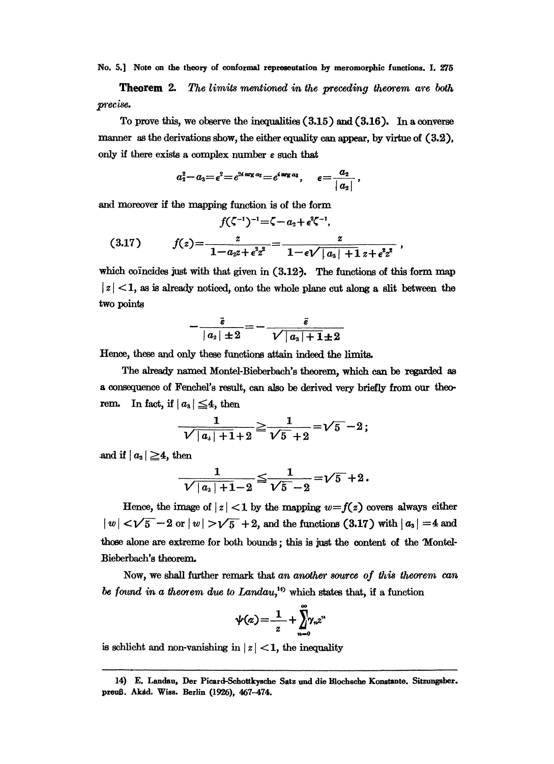**Theorem 2.** *The limits mentioned in the preceding theorem are both precise.*

To prove this, we observe the inequalities (3.15) and (3.16). In a converse manner as the derivations show, the either equality can appear, by virtue of (3.2), only if there exists a complex number $\epsilon$ such that

$$a_2^2 - a_3 = \epsilon^2 = e^{2i \arg a_2} = e^{i \arg a_3}, \quad \epsilon = \frac{a_2}{|a_2|},$$

and moreover if the mapping function is of the form

$$f(\zeta^{-1})^{-1} = \zeta - a_2 + \epsilon^2 \zeta^{-1},$$

$$(3.17) \qquad f(z) = \frac{z}{1 - a_2 z + \epsilon^2 z^2} = \frac{z}{1 - \epsilon\sqrt{|a_3|+1}\, z + \epsilon^2 z^2},$$

which coïncides just with that given in (3.12). The functions of this form map $|z|<1$, as is already noticed, onto the whole plane cut along a slit between the two points

$$-\frac{\bar{\epsilon}}{|a_2| \pm 2} = -\frac{\bar{\epsilon}}{\sqrt{|a_3|+1} \pm 2}$$

Hence, these and only these functions attain indeed the limits.

The already named Montel-Bieberbach's theorem, which can be regarded as a consequence of Fenchel's result, can also be derived very briefly from our theorem. In fact, if $|a_3| \leqq 4$, then

$$\frac{1}{\sqrt{|a_3|+1}+2} \geqq \frac{1}{\sqrt{5}+2} = \sqrt{5}-2;$$

and if $|a_3| \geqq 4$, then

$$\frac{1}{\sqrt{|a_3|+1}-2} \leqq \frac{1}{\sqrt{5}-2} = \sqrt{5}+2.$$

Hence, the image of $|z|<1$ by the mapping $w=f(z)$ covers always either $|w|<\sqrt{5}-2$ or $|w|>\sqrt{5}+2$, and the functions (3.17) with $|a_3|=4$ and those alone are extreme for both bounds; this is just the content of the Montel-Bieberbach's theorem.

Now, we shall further remark that *an another source of this theorem can be found in a theorem due to Landau,*[14] which states that, if a function

$$\psi(z) = \frac{1}{z} + \sum_{n=0}^{\infty} \gamma_n z^n$$

is schlicht and non-vanishing in $|z|<1$, the inequality

---

14) E. Landau, Der Picard-Schottkysche Satz und die Blochsche Konstante. Sitzungsber. preuß. Akad. Wiss. Berlin (1926), 467–474.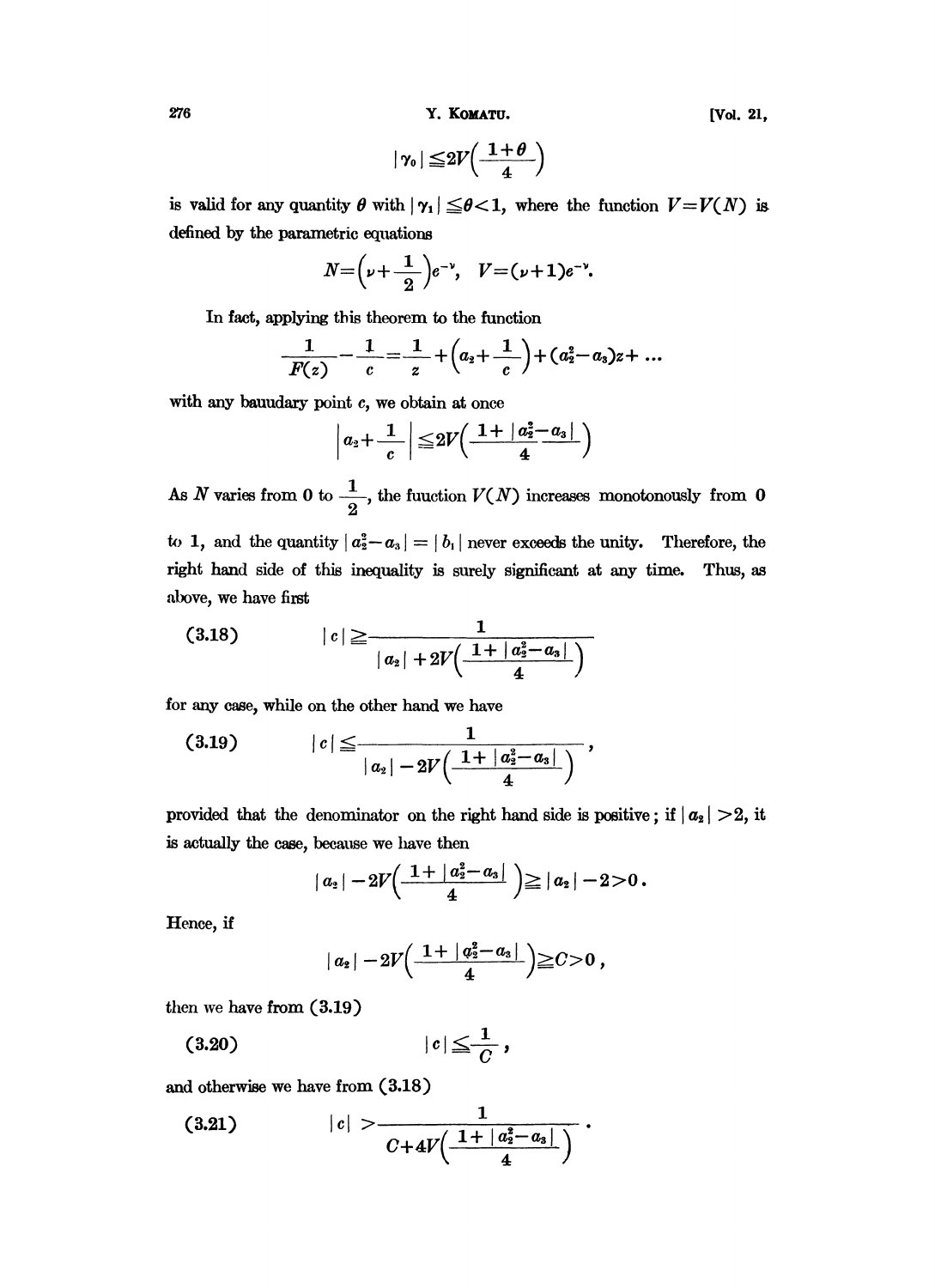$$|\gamma_0| \leqq 2V\left(\frac{1+\theta}{4}\right)$$

is valid for any quantity $\theta$ with $|\gamma_1| \leqq \theta < 1$, where the function $V=V(N)$ is defined by the parametric equations

$$N=\left(\nu+\frac{1}{2}\right)e^{-\nu}, \quad V=(\nu+1)e^{-\nu}.$$

In fact, applying this theorem to the function

$$\frac{1}{F(z)}-\frac{1}{c}=\frac{1}{z}+\left(a_2+\frac{1}{c}\right)+(a_2^2-a_3)z+\ldots$$

with any bauudary point $c$, we obtain at once

$$\left|a_2+\frac{1}{c}\right| \leqq 2V\left(\frac{1+|a_2^2-a_3|}{4}\right)$$

As $N$ varies from 0 to $\frac{1}{2}$, the fuuction $V(N)$ increases monotonously from 0 to 1, and the quantity $|a_2^2-a_3|=|b_1|$ never exceeds the unity. Therefore, the right hand side of this inequality is surely significant at any time. Thus, as above, we have first

$$|c| \geqq \frac{1}{|a_2|+2V\left(\frac{1+|a_2^2-a_3|}{4}\right)} \tag{3.18}$$

for any case, while on the other hand we have

$$|c| \leqq \frac{1}{|a_2|-2V\left(\frac{1+|a_2^2-a_3|}{4}\right)}, \tag{3.19}$$

provided that the denominator on the right hand side is positive; if $|a_2|>2$, it is actually the case, because we have then

$$|a_2|-2V\left(\frac{1+|a_2^2-a_3|}{4}\right) \geqq |a_2|-2>0.$$

Hence, if

$$|a_2|-2V\left(\frac{1+|a_2^2-a_3|}{4}\right) \geqq C>0,$$

then we have from (3.19)

$$|c| \leqq \frac{1}{C}, \tag{3.20}$$

and otherwise we have from (3.18)

$$|c| > \frac{1}{C+4V\left(\frac{1+|a_2^2-a_3|}{4}\right)}. \tag{3.21}$$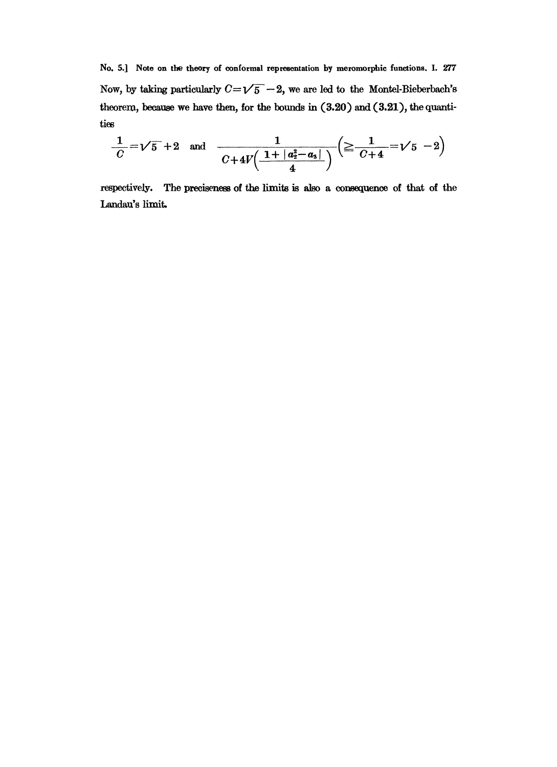Now, by taking particularly $C=\sqrt{5}-2$, we are led to the Montel-Bieberbach's theorem, because we have then, for the bounds in (3.20) and (3.21), the quantities

$$\frac{1}{C}=\sqrt{5}+2 \quad \text{and} \quad \frac{1}{C+4\sqrt{\left(\frac{1+|a_2^2-a_3|}{4}\right)}}\left(\geqq\frac{1}{C+4}=\sqrt{5}-2\right)$$

respectively. The preciseness of the limits is also a consequence of that of the Landau's limit.